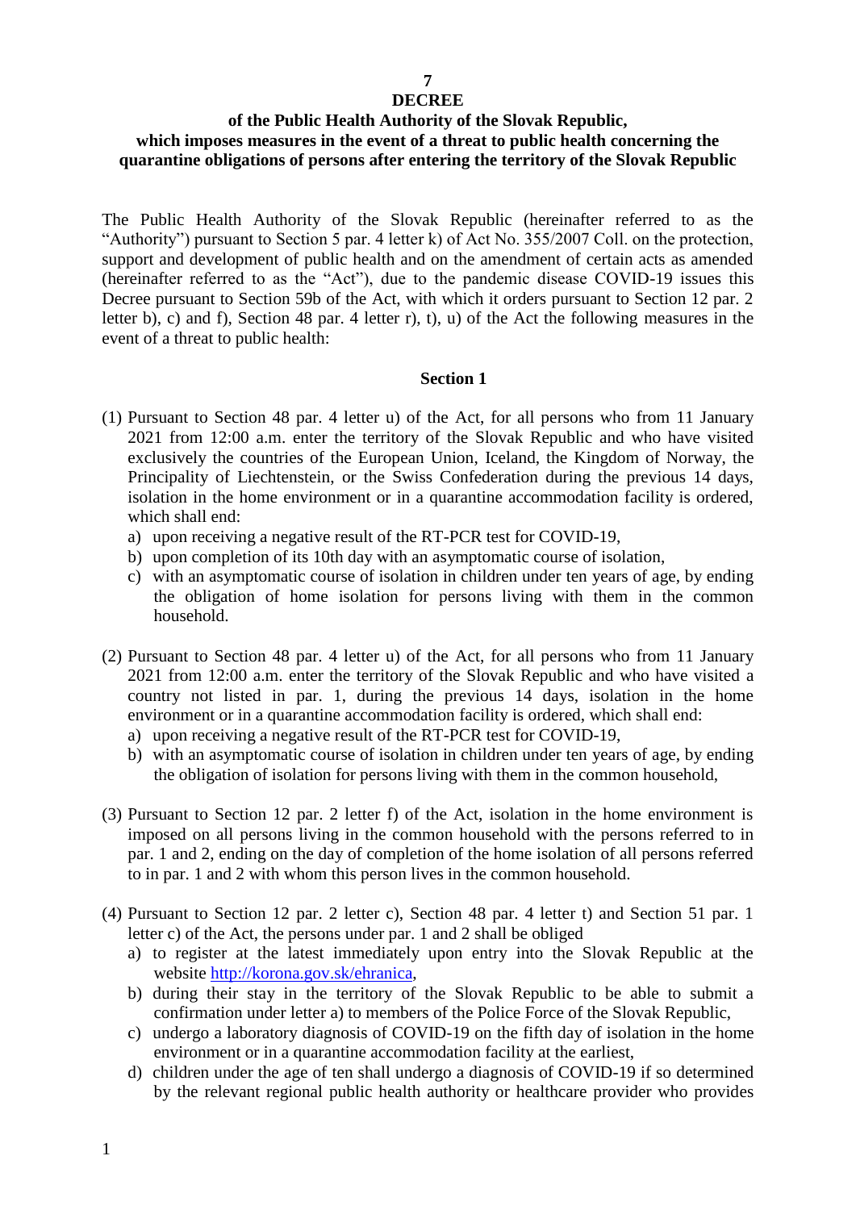**7**

# DECREE

## of the Public Health Authority of the Slovak Republic, which imposes measures in the event of a threat to public health concerning the quarantine obligations of persons after entering the territory of the Slovak Republic

The Public Health Authority of the Slovak Republic (hereinafter referred to as the "Authority") pursuant to Section 5 par. 4 letter k) of Act No. 355/2007 Coll. on the protection, support and development of public health and on the amendment of certain acts as amended (hereinafter referred to as the "Act"), due to the pandemic disease COVID-19 issues this Decree pursuant to Section 59b of the Act, with which it orders pursuant to Section 12 par. 2 letter b), c) and f), Section 48 par. 4 letter r), t), u) of the Act the following measures in the event of a threat to public health:

### Section 1

(1) Pursuant to Section 48 par. 4 letter u) of the Act, for all persons who from 11 January 2021 from 12:00 a.m. enter the territory of the Slovak Republic and who have visited exclusively the countries of the European Union, Iceland, the Kingdom of Norway, the Principality of Liechtenstein, or the Swiss Confederation during the previous 14 days, isolation in the home environment or in a quarantine accommodation facility is ordered, which shall end:

a) upon receiving a negative result of the RT-PCR test for COVID-19,
b) upon completion of its 10th day with an asymptomatic course of isolation,
c) with an asymptomatic course of isolation in children under ten years of age, by ending the obligation of home isolation for persons living with them in the common household.

(2) Pursuant to Section 48 par. 4 letter u) of the Act, for all persons who from 11 January 2021 from 12:00 a.m. enter the territory of the Slovak Republic and who have visited a country not listed in par. 1, during the previous 14 days, isolation in the home environment or in a quarantine accommodation facility is ordered, which shall end:

a) upon receiving a negative result of the RT-PCR test for COVID-19,
b) with an asymptomatic course of isolation in children under ten years of age, by ending the obligation of isolation for persons living with them in the common household,

(3) Pursuant to Section 12 par. 2 letter f) of the Act, isolation in the home environment is imposed on all persons living in the common household with the persons referred to in par. 1 and 2, ending on the day of completion of the home isolation of all persons referred to in par. 1 and 2 with whom this person lives in the common household.

(4) Pursuant to Section 12 par. 2 letter c), Section 48 par. 4 letter t) and Section 51 par. 1 letter c) of the Act, the persons under par. 1 and 2 shall be obliged

a) to register at the latest immediately upon entry into the Slovak Republic at the website http://korona.gov.sk/ehranica,
b) during their stay in the territory of the Slovak Republic to be able to submit a confirmation under letter a) to members of the Police Force of the Slovak Republic,
c) undergo a laboratory diagnosis of COVID-19 on the fifth day of isolation in the home environment or in a quarantine accommodation facility at the earliest,
d) children under the age of ten shall undergo a diagnosis of COVID-19 if so determined by the relevant regional public health authority or healthcare provider who provides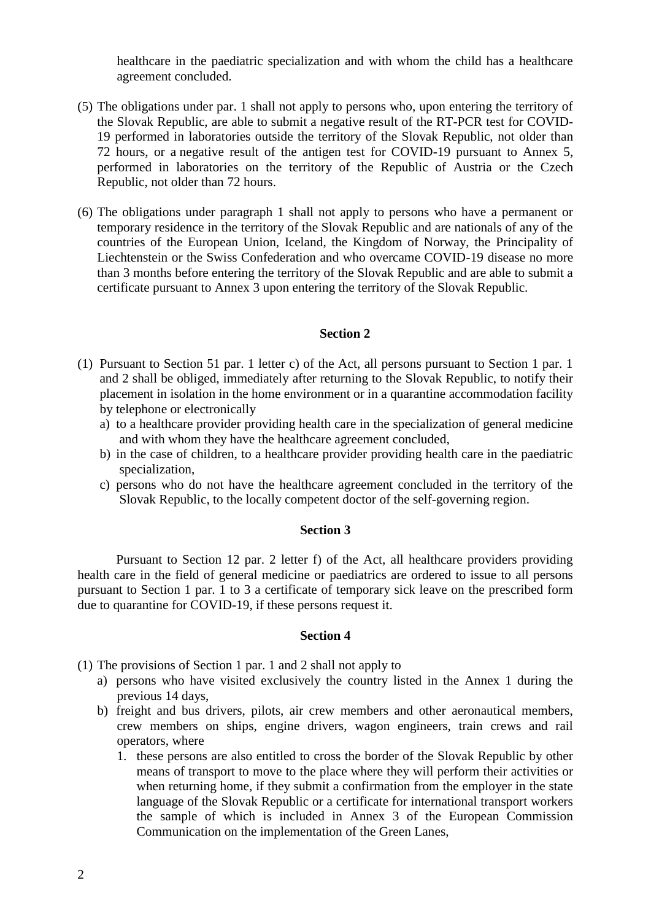healthcare in the paediatric specialization and with whom the child has a healthcare agreement concluded.

(5) The obligations under par. 1 shall not apply to persons who, upon entering the territory of the Slovak Republic, are able to submit a negative result of the RT-PCR test for COVID-19 performed in laboratories outside the territory of the Slovak Republic, not older than 72 hours, or a negative result of the antigen test for COVID-19 pursuant to Annex 5, performed in laboratories on the territory of the Republic of Austria or the Czech Republic, not older than 72 hours.

(6) The obligations under paragraph 1 shall not apply to persons who have a permanent or temporary residence in the territory of the Slovak Republic and are nationals of any of the countries of the European Union, Iceland, the Kingdom of Norway, the Principality of Liechtenstein or the Swiss Confederation and who overcame COVID-19 disease no more than 3 months before entering the territory of the Slovak Republic and are able to submit a certificate pursuant to Annex 3 upon entering the territory of the Slovak Republic.

## Section 2

(1) Pursuant to Section 51 par. 1 letter c) of the Act, all persons pursuant to Section 1 par. 1 and 2 shall be obliged, immediately after returning to the Slovak Republic, to notify their placement in isolation in the home environment or in a quarantine accommodation facility by telephone or electronically

- a) to a healthcare provider providing health care in the specialization of general medicine and with whom they have the healthcare agreement concluded,
- b) in the case of children, to a healthcare provider providing health care in the paediatric specialization,
- c) persons who do not have the healthcare agreement concluded in the territory of the Slovak Republic, to the locally competent doctor of the self-governing region.

## Section 3

Pursuant to Section 12 par. 2 letter f) of the Act, all healthcare providers providing health care in the field of general medicine or paediatrics are ordered to issue to all persons pursuant to Section 1 par. 1 to 3 a certificate of temporary sick leave on the prescribed form due to quarantine for COVID-19, if these persons request it.

## Section 4

(1) The provisions of Section 1 par. 1 and 2 shall not apply to

- a) persons who have visited exclusively the country listed in the Annex 1 during the previous 14 days,
- b) freight and bus drivers, pilots, air crew members and other aeronautical members, crew members on ships, engine drivers, wagon engineers, train crews and rail operators, where
  1. these persons are also entitled to cross the border of the Slovak Republic by other means of transport to move to the place where they will perform their activities or when returning home, if they submit a confirmation from the employer in the state language of the Slovak Republic or a certificate for international transport workers the sample of which is included in Annex 3 of the European Commission Communication on the implementation of the Green Lanes,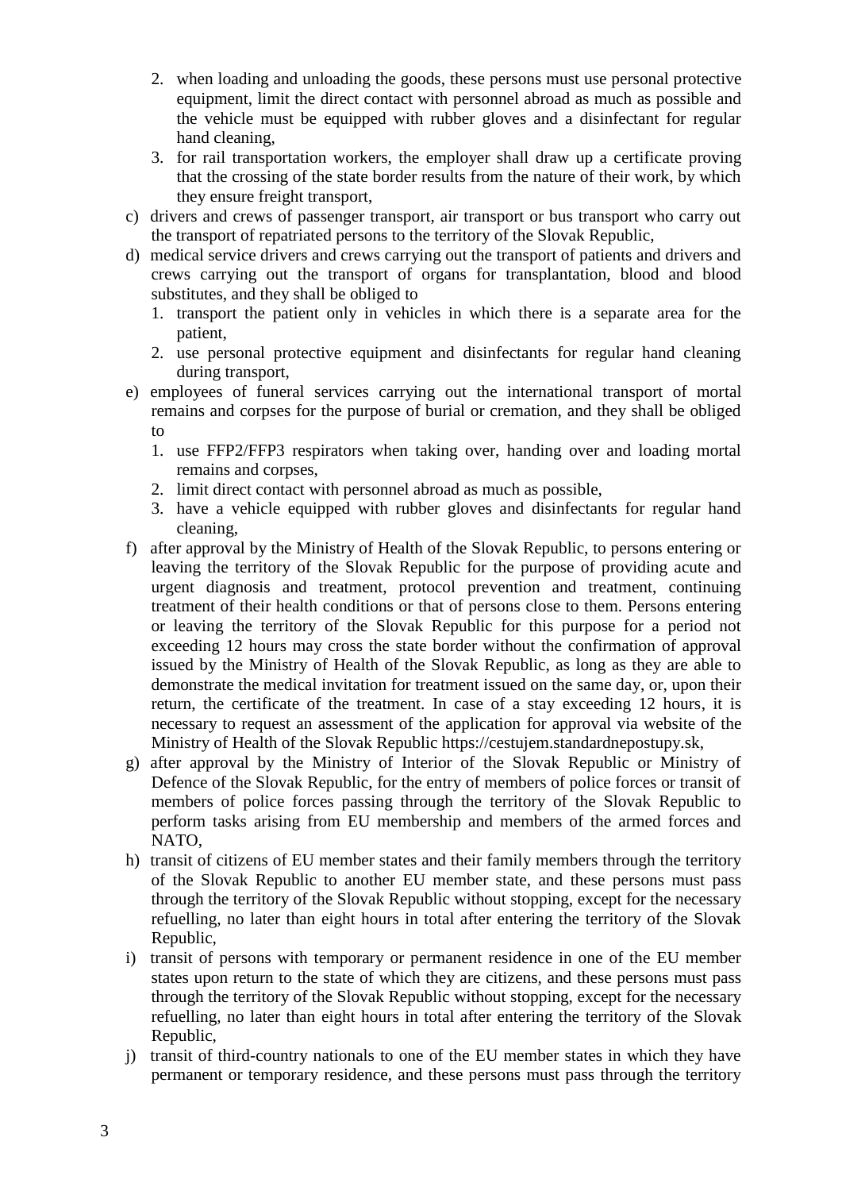2. when loading and unloading the goods, these persons must use personal protective equipment, limit the direct contact with personnel abroad as much as possible and the vehicle must be equipped with rubber gloves and a disinfectant for regular hand cleaning,
   3. for rail transportation workers, the employer shall draw up a certificate proving that the crossing of the state border results from the nature of their work, by which they ensure freight transport,

c) drivers and crews of passenger transport, air transport or bus transport who carry out the transport of repatriated persons to the territory of the Slovak Republic,

d) medical service drivers and crews carrying out the transport of patients and drivers and crews carrying out the transport of organs for transplantation, blood and blood substitutes, and they shall be obliged to
   1. transport the patient only in vehicles in which there is a separate area for the patient,
   2. use personal protective equipment and disinfectants for regular hand cleaning during transport,

e) employees of funeral services carrying out the international transport of mortal remains and corpses for the purpose of burial or cremation, and they shall be obliged to
   1. use FFP2/FFP3 respirators when taking over, handing over and loading mortal remains and corpses,
   2. limit direct contact with personnel abroad as much as possible,
   3. have a vehicle equipped with rubber gloves and disinfectants for regular hand cleaning,

f) after approval by the Ministry of Health of the Slovak Republic, to persons entering or leaving the territory of the Slovak Republic for the purpose of providing acute and urgent diagnosis and treatment, protocol prevention and treatment, continuing treatment of their health conditions or that of persons close to them. Persons entering or leaving the territory of the Slovak Republic for this purpose for a period not exceeding 12 hours may cross the state border without the confirmation of approval issued by the Ministry of Health of the Slovak Republic, as long as they are able to demonstrate the medical invitation for treatment issued on the same day, or, upon their return, the certificate of the treatment. In case of a stay exceeding 12 hours, it is necessary to request an assessment of the application for approval via website of the Ministry of Health of the Slovak Republic https://cestujem.standardnepostupy.sk,

g) after approval by the Ministry of Interior of the Slovak Republic or Ministry of Defence of the Slovak Republic, for the entry of members of police forces or transit of members of police forces passing through the territory of the Slovak Republic to perform tasks arising from EU membership and members of the armed forces and NATO,

h) transit of citizens of EU member states and their family members through the territory of the Slovak Republic to another EU member state, and these persons must pass through the territory of the Slovak Republic without stopping, except for the necessary refuelling, no later than eight hours in total after entering the territory of the Slovak Republic,

i) transit of persons with temporary or permanent residence in one of the EU member states upon return to the state of which they are citizens, and these persons must pass through the territory of the Slovak Republic without stopping, except for the necessary refuelling, no later than eight hours in total after entering the territory of the Slovak Republic,

j) transit of third-country nationals to one of the EU member states in which they have permanent or temporary residence, and these persons must pass through the territory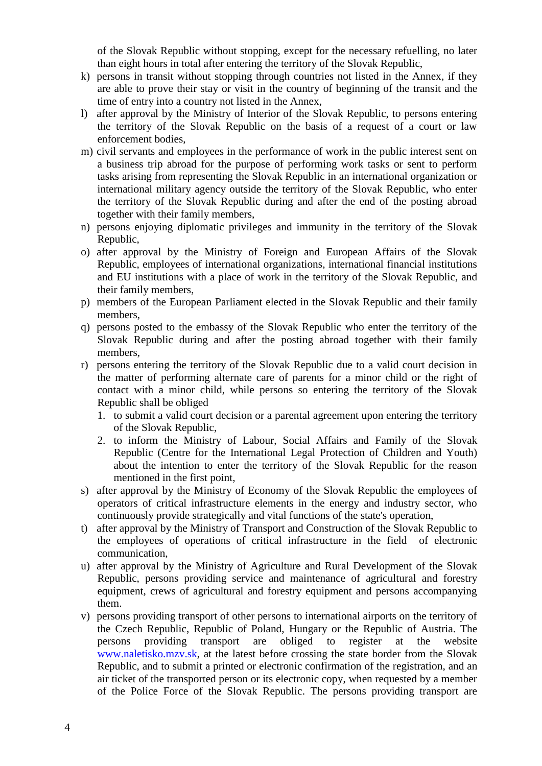of the Slovak Republic without stopping, except for the necessary refuelling, no later than eight hours in total after entering the territory of the Slovak Republic,

k) persons in transit without stopping through countries not listed in the Annex, if they are able to prove their stay or visit in the country of beginning of the transit and the time of entry into a country not listed in the Annex,

l) after approval by the Ministry of Interior of the Slovak Republic, to persons entering the territory of the Slovak Republic on the basis of a request of a court or law enforcement bodies,

m) civil servants and employees in the performance of work in the public interest sent on a business trip abroad for the purpose of performing work tasks or sent to perform tasks arising from representing the Slovak Republic in an international organization or international military agency outside the territory of the Slovak Republic, who enter the territory of the Slovak Republic during and after the end of the posting abroad together with their family members,

n) persons enjoying diplomatic privileges and immunity in the territory of the Slovak Republic,

o) after approval by the Ministry of Foreign and European Affairs of the Slovak Republic, employees of international organizations, international financial institutions and EU institutions with a place of work in the territory of the Slovak Republic, and their family members,

p) members of the European Parliament elected in the Slovak Republic and their family members,

q) persons posted to the embassy of the Slovak Republic who enter the territory of the Slovak Republic during and after the posting abroad together with their family members,

r) persons entering the territory of the Slovak Republic due to a valid court decision in the matter of performing alternate care of parents for a minor child or the right of contact with a minor child, while persons so entering the territory of the Slovak Republic shall be obliged
   1. to submit a valid court decision or a parental agreement upon entering the territory of the Slovak Republic,
   2. to inform the Ministry of Labour, Social Affairs and Family of the Slovak Republic (Centre for the International Legal Protection of Children and Youth) about the intention to enter the territory of the Slovak Republic for the reason mentioned in the first point,

s) after approval by the Ministry of Economy of the Slovak Republic the employees of operators of critical infrastructure elements in the energy and industry sector, who continuously provide strategically and vital functions of the state's operation,

t) after approval by the Ministry of Transport and Construction of the Slovak Republic to the employees of operations of critical infrastructure in the field of electronic communication,

u) after approval by the Ministry of Agriculture and Rural Development of the Slovak Republic, persons providing service and maintenance of agricultural and forestry equipment, crews of agricultural and forestry equipment and persons accompanying them.

v) persons providing transport of other persons to international airports on the territory of the Czech Republic, Republic of Poland, Hungary or the Republic of Austria. The persons providing transport are obliged to register at the website www.naletisko.mzv.sk, at the latest before crossing the state border from the Slovak Republic, and to submit a printed or electronic confirmation of the registration, and an air ticket of the transported person or its electronic copy, when requested by a member of the Police Force of the Slovak Republic. The persons providing transport are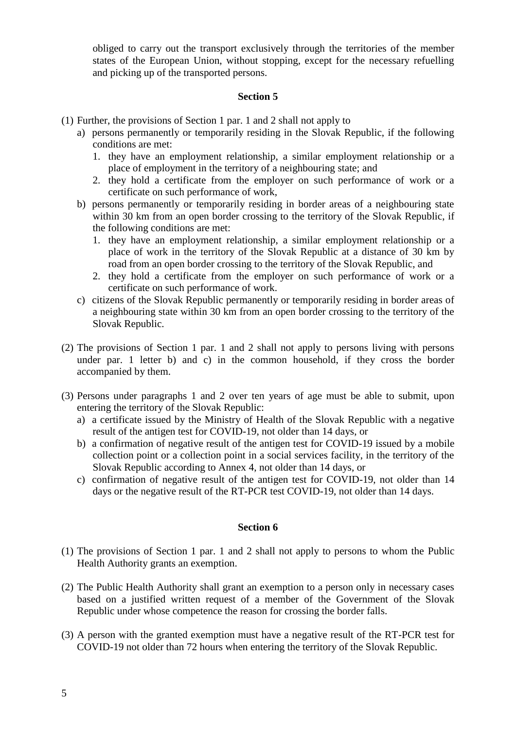obliged to carry out the transport exclusively through the territories of the member states of the European Union, without stopping, except for the necessary refuelling and picking up of the transported persons.

**Section 5**

(1) Further, the provisions of Section 1 par. 1 and 2 shall not apply to
   a) persons permanently or temporarily residing in the Slovak Republic, if the following conditions are met:
      1. they have an employment relationship, a similar employment relationship or a place of employment in the territory of a neighbouring state; and
      2. they hold a certificate from the employer on such performance of work or a certificate on such performance of work,
   b) persons permanently or temporarily residing in border areas of a neighbouring state within 30 km from an open border crossing to the territory of the Slovak Republic, if the following conditions are met:
      1. they have an employment relationship, a similar employment relationship or a place of work in the territory of the Slovak Republic at a distance of 30 km by road from an open border crossing to the territory of the Slovak Republic, and
      2. they hold a certificate from the employer on such performance of work or a certificate on such performance of work.
   c) citizens of the Slovak Republic permanently or temporarily residing in border areas of a neighbouring state within 30 km from an open border crossing to the territory of the Slovak Republic.

(2) The provisions of Section 1 par. 1 and 2 shall not apply to persons living with persons under par. 1 letter b) and c) in the common household, if they cross the border accompanied by them.

(3) Persons under paragraphs 1 and 2 over ten years of age must be able to submit, upon entering the territory of the Slovak Republic:
   a) a certificate issued by the Ministry of Health of the Slovak Republic with a negative result of the antigen test for COVID-19, not older than 14 days, or
   b) a confirmation of negative result of the antigen test for COVID-19 issued by a mobile collection point or a collection point in a social services facility, in the territory of the Slovak Republic according to Annex 4, not older than 14 days, or
   c) confirmation of negative result of the antigen test for COVID-19, not older than 14 days or the negative result of the RT-PCR test COVID-19, not older than 14 days.

**Section 6**

(1) The provisions of Section 1 par. 1 and 2 shall not apply to persons to whom the Public Health Authority grants an exemption.

(2) The Public Health Authority shall grant an exemption to a person only in necessary cases based on a justified written request of a member of the Government of the Slovak Republic under whose competence the reason for crossing the border falls.

(3) A person with the granted exemption must have a negative result of the RT-PCR test for COVID-19 not older than 72 hours when entering the territory of the Slovak Republic.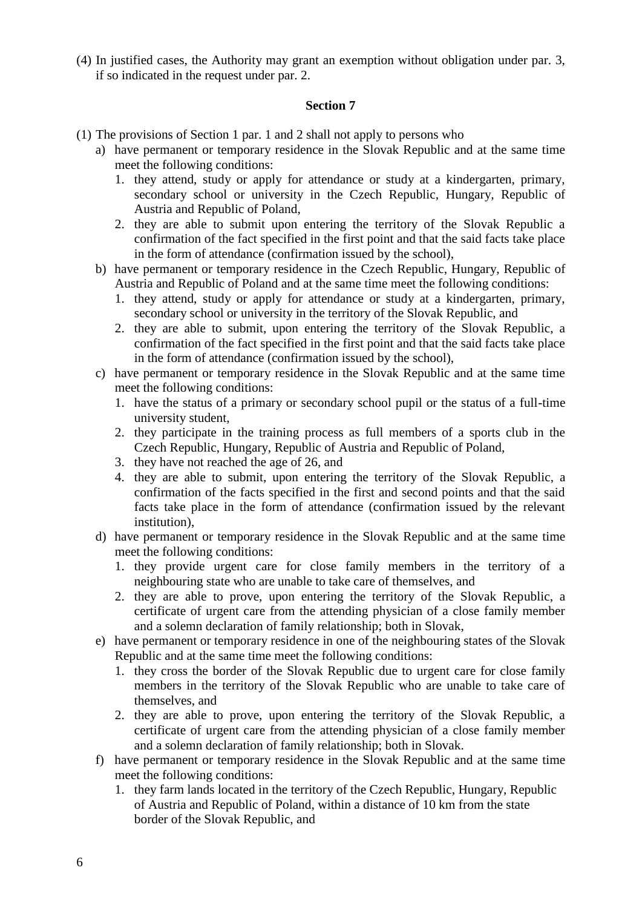(4) In justified cases, the Authority may grant an exemption without obligation under par. 3, if so indicated in the request under par. 2.

**Section 7**

(1) The provisions of Section 1 par. 1 and 2 shall not apply to persons who
   a) have permanent or temporary residence in the Slovak Republic and at the same time meet the following conditions:
      1. they attend, study or apply for attendance or study at a kindergarten, primary, secondary school or university in the Czech Republic, Hungary, Republic of Austria and Republic of Poland,
      2. they are able to submit upon entering the territory of the Slovak Republic a confirmation of the fact specified in the first point and that the said facts take place in the form of attendance (confirmation issued by the school),
   b) have permanent or temporary residence in the Czech Republic, Hungary, Republic of Austria and Republic of Poland and at the same time meet the following conditions:
      1. they attend, study or apply for attendance or study at a kindergarten, primary, secondary school or university in the territory of the Slovak Republic, and
      2. they are able to submit, upon entering the territory of the Slovak Republic, a confirmation of the fact specified in the first point and that the said facts take place in the form of attendance (confirmation issued by the school),
   c) have permanent or temporary residence in the Slovak Republic and at the same time meet the following conditions:
      1. have the status of a primary or secondary school pupil or the status of a full-time university student,
      2. they participate in the training process as full members of a sports club in the Czech Republic, Hungary, Republic of Austria and Republic of Poland,
      3. they have not reached the age of 26, and
      4. they are able to submit, upon entering the territory of the Slovak Republic, a confirmation of the facts specified in the first and second points and that the said facts take place in the form of attendance (confirmation issued by the relevant institution),
   d) have permanent or temporary residence in the Slovak Republic and at the same time meet the following conditions:
      1. they provide urgent care for close family members in the territory of a neighbouring state who are unable to take care of themselves, and
      2. they are able to prove, upon entering the territory of the Slovak Republic, a certificate of urgent care from the attending physician of a close family member and a solemn declaration of family relationship; both in Slovak,
   e) have permanent or temporary residence in one of the neighbouring states of the Slovak Republic and at the same time meet the following conditions:
      1. they cross the border of the Slovak Republic due to urgent care for close family members in the territory of the Slovak Republic who are unable to take care of themselves, and
      2. they are able to prove, upon entering the territory of the Slovak Republic, a certificate of urgent care from the attending physician of a close family member and a solemn declaration of family relationship; both in Slovak.
   f) have permanent or temporary residence in the Slovak Republic and at the same time meet the following conditions:
      1. they farm lands located in the territory of the Czech Republic, Hungary, Republic of Austria and Republic of Poland, within a distance of 10 km from the state border of the Slovak Republic, and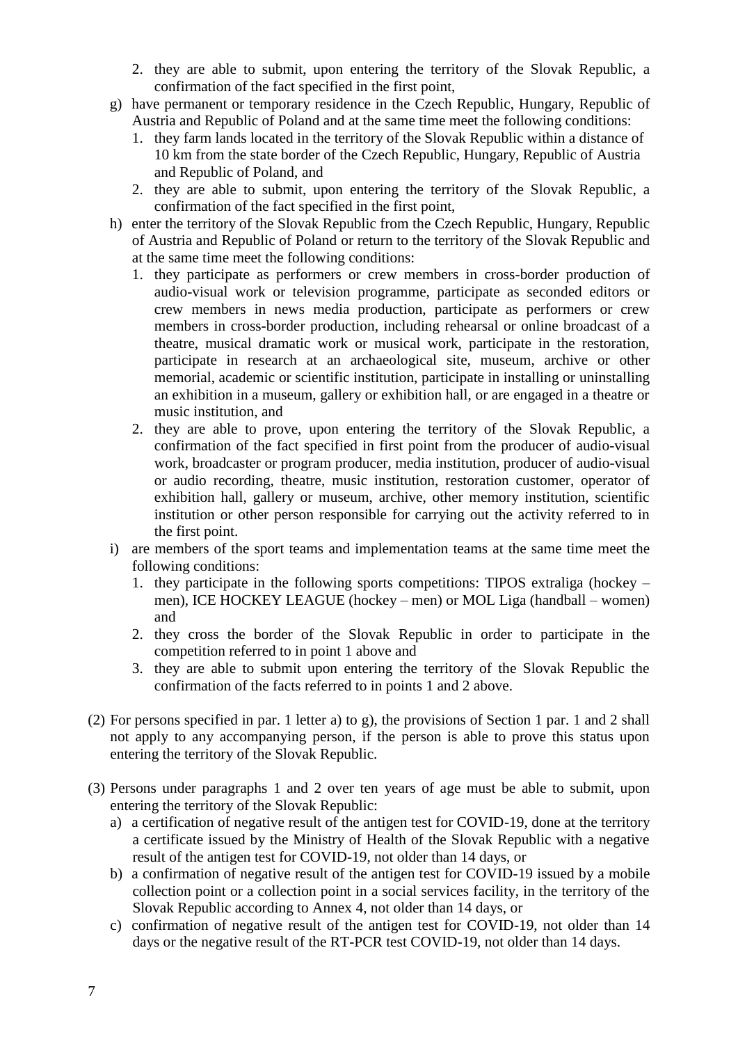2. they are able to submit, upon entering the territory of the Slovak Republic, a confirmation of the fact specified in the first point,

g) have permanent or temporary residence in the Czech Republic, Hungary, Republic of Austria and Republic of Poland and at the same time meet the following conditions:
   1. they farm lands located in the territory of the Slovak Republic within a distance of 10 km from the state border of the Czech Republic, Hungary, Republic of Austria and Republic of Poland, and
   2. they are able to submit, upon entering the territory of the Slovak Republic, a confirmation of the fact specified in the first point,

h) enter the territory of the Slovak Republic from the Czech Republic, Hungary, Republic of Austria and Republic of Poland or return to the territory of the Slovak Republic and at the same time meet the following conditions:
   1. they participate as performers or crew members in cross-border production of audio-visual work or television programme, participate as seconded editors or crew members in news media production, participate as performers or crew members in cross-border production, including rehearsal or online broadcast of a theatre, musical dramatic work or musical work, participate in the restoration, participate in research at an archaeological site, museum, archive or other memorial, academic or scientific institution, participate in installing or uninstalling an exhibition in a museum, gallery or exhibition hall, or are engaged in a theatre or music institution, and
   2. they are able to prove, upon entering the territory of the Slovak Republic, a confirmation of the fact specified in first point from the producer of audio-visual work, broadcaster or program producer, media institution, producer of audio-visual or audio recording, theatre, music institution, restoration customer, operator of exhibition hall, gallery or museum, archive, other memory institution, scientific institution or other person responsible for carrying out the activity referred to in the first point.

i) are members of the sport teams and implementation teams at the same time meet the following conditions:
   1. they participate in the following sports competitions: TIPOS extraliga (hockey – men), ICE HOCKEY LEAGUE (hockey – men) or MOL Liga (handball – women) and
   2. they cross the border of the Slovak Republic in order to participate in the competition referred to in point 1 above and
   3. they are able to submit upon entering the territory of the Slovak Republic the confirmation of the facts referred to in points 1 and 2 above.

(2) For persons specified in par. 1 letter a) to g), the provisions of Section 1 par. 1 and 2 shall not apply to any accompanying person, if the person is able to prove this status upon entering the territory of the Slovak Republic.

(3) Persons under paragraphs 1 and 2 over ten years of age must be able to submit, upon entering the territory of the Slovak Republic:

a) a certification of negative result of the antigen test for COVID-19, done at the territory a certificate issued by the Ministry of Health of the Slovak Republic with a negative result of the antigen test for COVID-19, not older than 14 days, or

b) a confirmation of negative result of the antigen test for COVID-19 issued by a mobile collection point or a collection point in a social services facility, in the territory of the Slovak Republic according to Annex 4, not older than 14 days, or

c) confirmation of negative result of the antigen test for COVID-19, not older than 14 days or the negative result of the RT-PCR test COVID-19, not older than 14 days.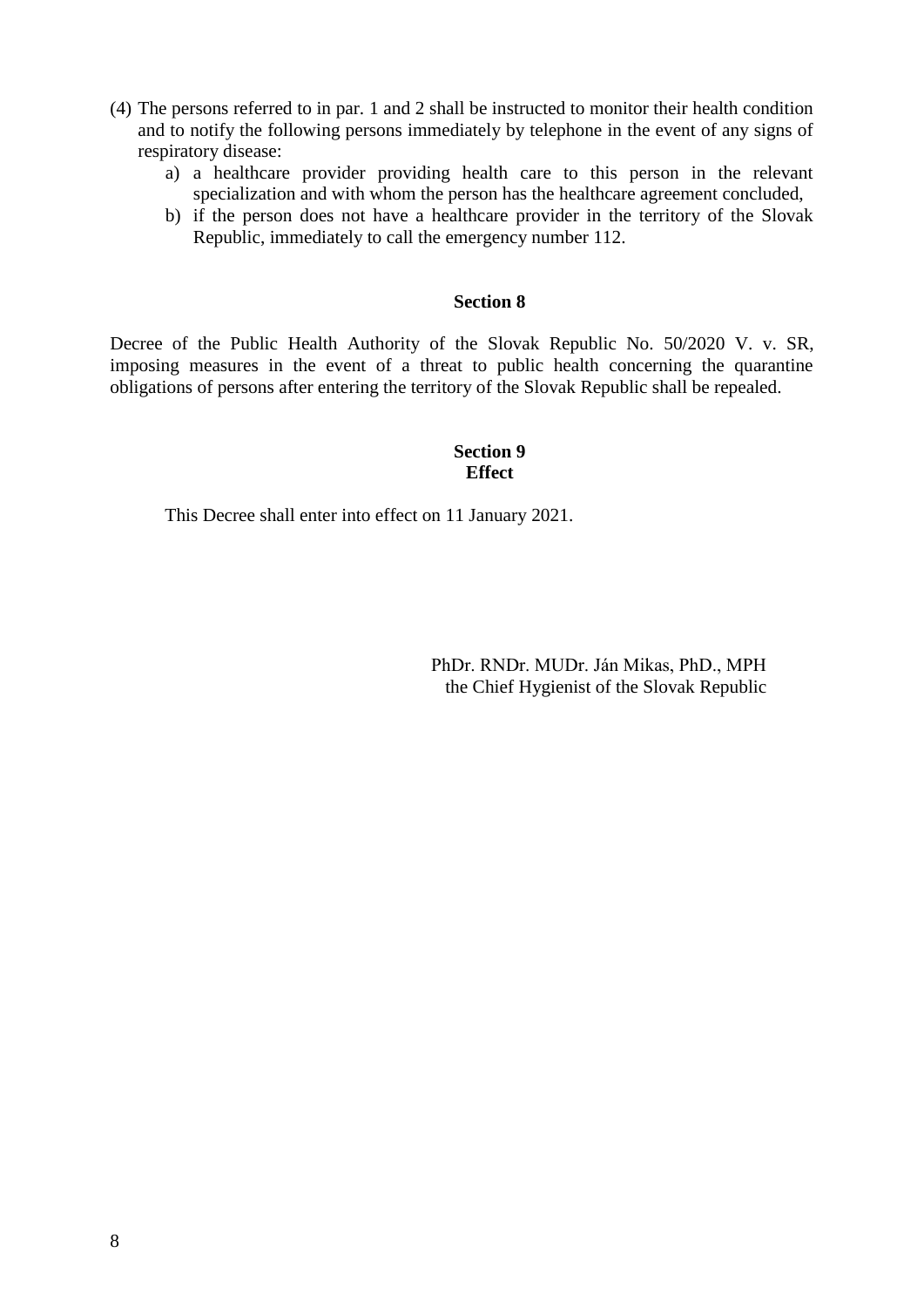(4) The persons referred to in par. 1 and 2 shall be instructed to monitor their health condition and to notify the following persons immediately by telephone in the event of any signs of respiratory disease:

   a) a healthcare provider providing health care to this person in the relevant specialization and with whom the person has the healthcare agreement concluded,
   b) if the person does not have a healthcare provider in the territory of the Slovak Republic, immediately to call the emergency number 112.

**Section 8**

Decree of the Public Health Authority of the Slovak Republic No. 50/2020 V. v. SR, imposing measures in the event of a threat to public health concerning the quarantine obligations of persons after entering the territory of the Slovak Republic shall be repealed.

**Section 9**
**Effect**

This Decree shall enter into effect on 11 January 2021.

PhDr. RNDr. MUDr. Ján Mikas, PhD., MPH
the Chief Hygienist of the Slovak Republic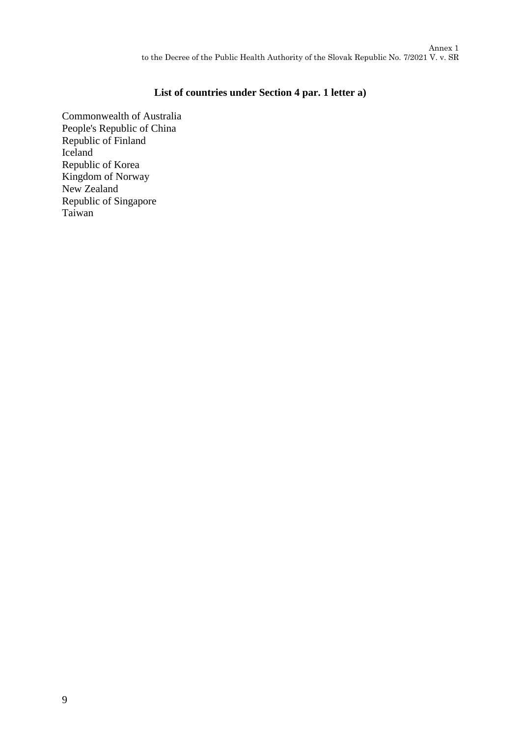Annex 1
to the Decree of the Public Health Authority of the Slovak Republic No. 7/2021 V. v. SR

## List of countries under Section 4 par. 1 letter a)

Commonwealth of Australia
People's Republic of China
Republic of Finland
Iceland
Republic of Korea
Kingdom of Norway
New Zealand
Republic of Singapore
Taiwan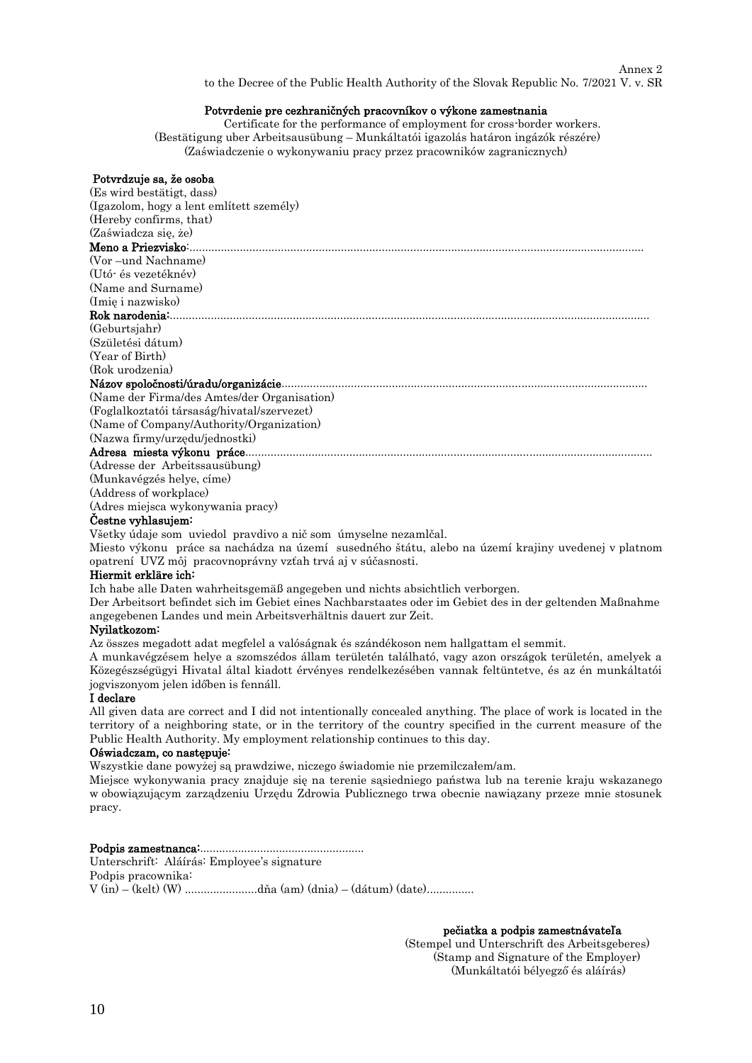Annex 2
to the Decree of the Public Health Authority of the Slovak Republic No. 7/2021 V. v. SR

**Potvrdenie pre cezhraničných pracovníkov o výkone zamestnania**
Certificate for the performance of employment for cross-border workers.
(Bestätigung uber Arbeitsausübung – Munkáltatói igazolás határon ingázók részére)
(Zaświadczenie o wykonywaniu pracy przez pracowników zagranicznych)

**Potvrdzuje sa, že osoba**
(Es wird bestätigt, dass)
(Igazolom, hogy a lent említett személy)
(Hereby confirms, that)
(Zaświadcza się, że)

**Meno a Priezvisko**:..............................................................................................................................................
(Vor –und Nachname)
(Utó- és vezetéknév)
(Name and Surname)
(Imię i nazwisko)

**Rok narodenia:**.......................................................................................................................................................
(Geburtsjahr)
(Születési dátum)
(Year of Birth)
(Rok urodzenia)

**Názov spoločnosti/úradu/organizácie**..................................................................................................................
(Name der Firma/des Amtes/der Organisation)
(Foglalkoztatói társaság/hivatal/szervezet)
(Name of Company/Authority/Organization)
(Nazwa firmy/urzędu/jednostki)

**Adresa miesta výkonu práce**................................................................................................................................
(Adresse der Arbeitssausübung)
(Munkavégzés helye, címe)
(Address of workplace)
(Adres miejsca wykonywania pracy)

**Čestne vyhlasujem:**
Všetky údaje som uviedol pravdivo a nič som úmyselne nezamlčal.
Miesto výkonu práce sa nachádza na území susedného štátu, alebo na území krajiny uvedenej v platnom opatrení UVZ môj pracovnoprávny vzťah trvá aj v súčasnosti.

**Hiermit erkläre ich:**
Ich habe alle Daten wahrheitsgemäß angegeben und nichts absichtlich verborgen.
Der Arbeitsort befindet sich im Gebiet eines Nachbarstaates oder im Gebiet des in der geltenden Maßnahme angegebenen Landes und mein Arbeitsverhältnis dauert zur Zeit.

**Nyilatkozom:**
Az összes megadott adat megfelel a valóságnak és szándékoson nem hallgattam el semmit.
A munkavégzésem helye a szomszédos állam területén található, vagy azon országok területén, amelyek a Közegészségügyi Hivatal által kiadott érvényes rendelkezésében vannak feltüntetve, és az én munkáltatói jogviszonyom jelen időben is fennáll.

**I declare**
All given data are correct and I did not intentionally concealed anything. The place of work is located in the territory of a neighboring state, or in the territory of the country specified in the current measure of the Public Health Authority. My employment relationship continues to this day.

**Oświadczam, co następuje:**
Wszystkie dane powyżej są prawdziwe, niczego świadomie nie przemilczałem/am.
Miejsce wykonywania pracy znajduje się na terenie sąsiedniego państwa lub na terenie kraju wskazanego w obowiązującym zarządzeniu Urzędu Zdrowia Publicznego trwa obecnie nawiązany przeze mnie stosunek pracy.

**Podpis zamestnanca:**....................................................
Unterschrift: Aláírás: Employee's signature
Podpis pracownika:
V (in) – (kelt) (W) .......................dňa (am) (dnia) – (dátum) (date)...............

**pečiatka a podpis zamestnávateľa**
(Stempel und Unterschrift des Arbeitsgebers)
(Stamp and Signature of the Employer)
(Munkáltatói bélyegző és aláírás)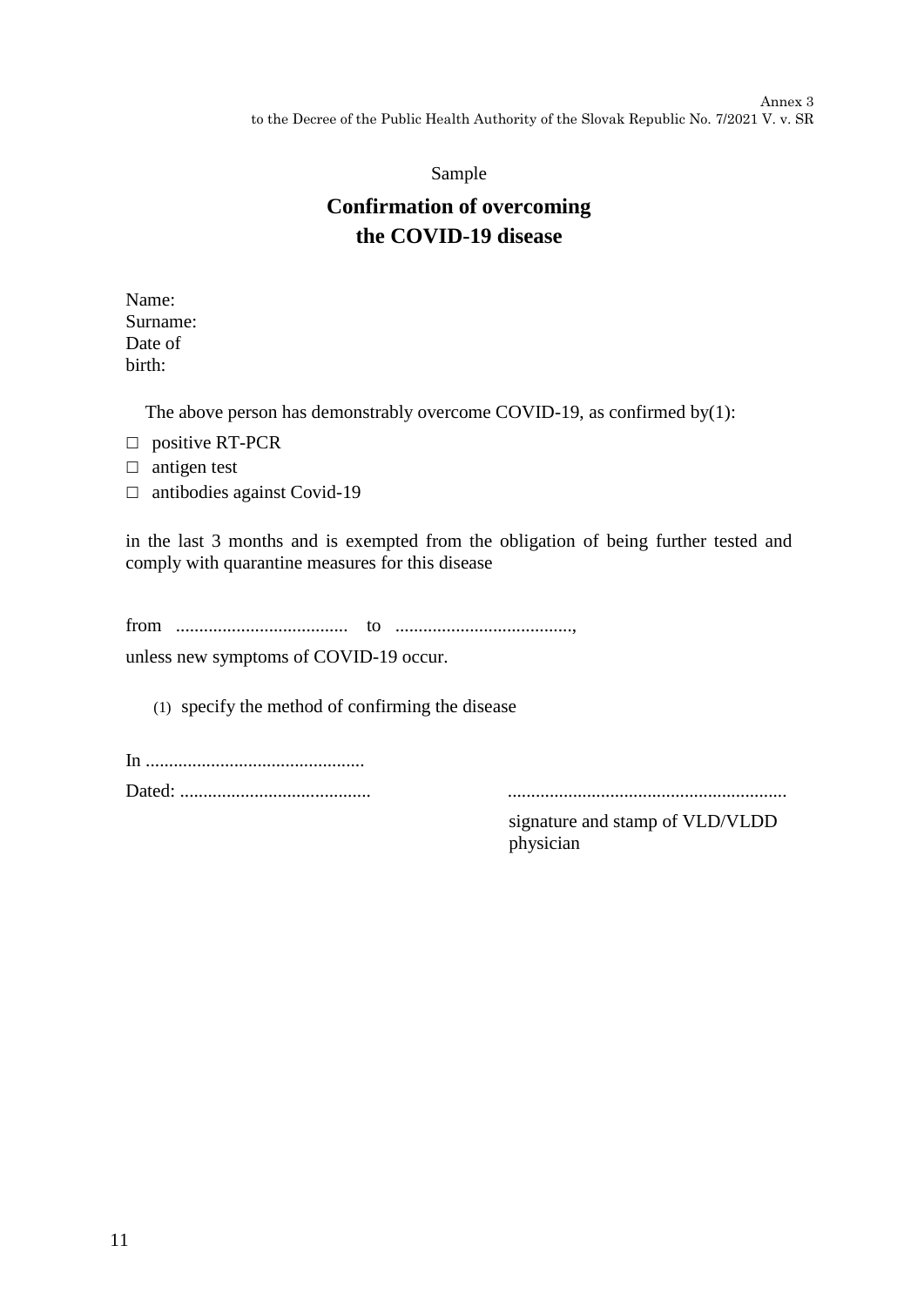Annex 3
to the Decree of the Public Health Authority of the Slovak Republic No. 7/2021 V. v. SR

Sample

# Confirmation of overcoming the COVID-19 disease

Name:
Surname:
Date of birth:

The above person has demonstrably overcome COVID-19, as confirmed by(1):

□ positive RT-PCR
□ antigen test
□ antibodies against Covid-19

in the last 3 months and is exempted from the obligation of being further tested and comply with quarantine measures for this disease

from ..................................... to ......................................,

unless new symptoms of COVID-19 occur.

(1) specify the method of confirming the disease

In ...............................................

Dated: .........................................

...........................................................

signature and stamp of VLD/VLDD physician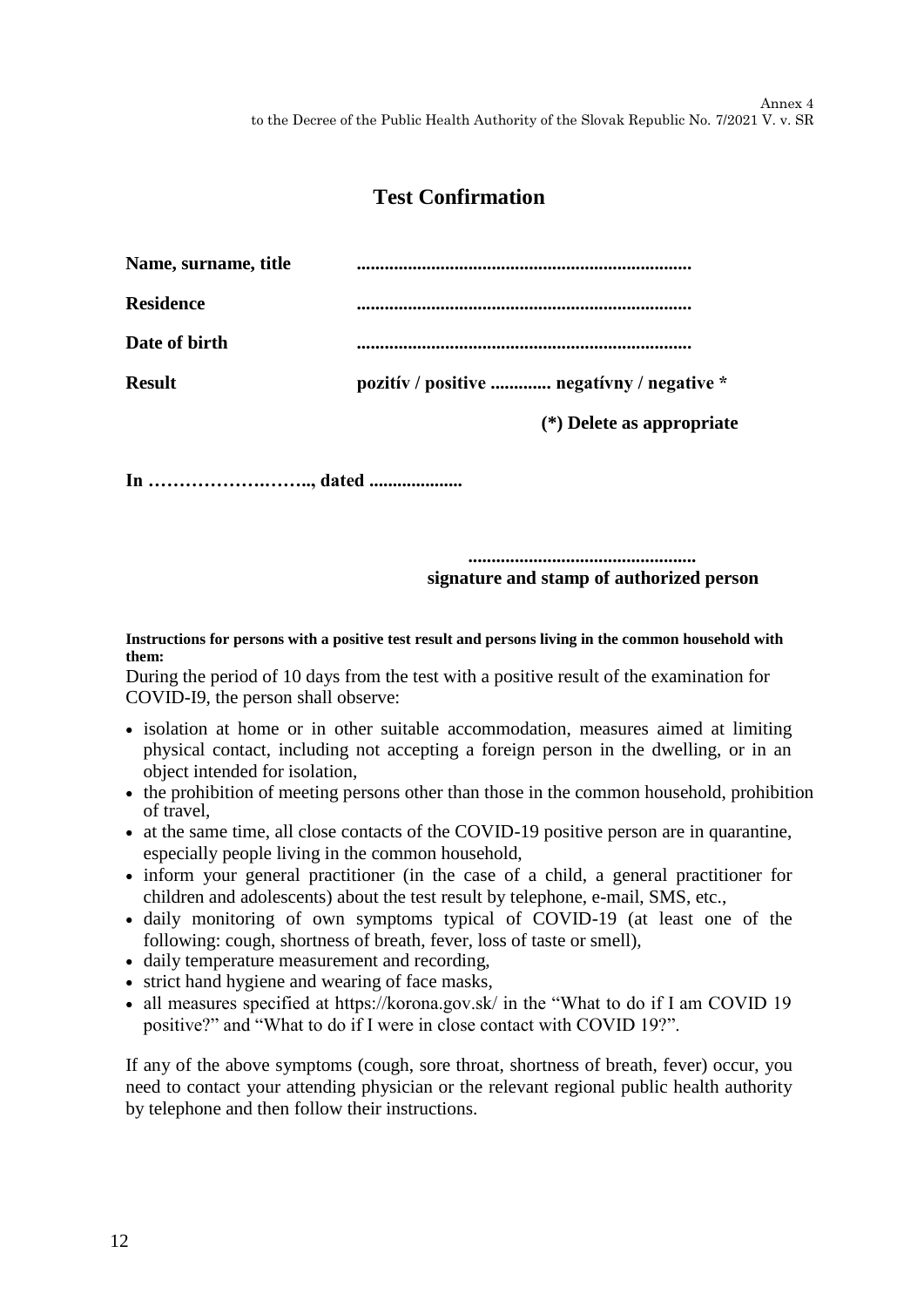Annex 4
to the Decree of the Public Health Authority of the Slovak Republic No. 7/2021 V. v. SR

# Test Confirmation

**Name, surname, title** ........................................................................

**Residence** ........................................................................

**Date of birth** ........................................................................

**Result** **pozitív / positive ............. negatívny / negative ***

**(*) Delete as appropriate**

**In ……………….…….., dated ....................**

**.................................................**
**signature and stamp of authorized person**

**Instructions for persons with a positive test result and persons living in the common household with them:**

During the period of 10 days from the test with a positive result of the examination for COVID-I9, the person shall observe:

- isolation at home or in other suitable accommodation, measures aimed at limiting physical contact, including not accepting a foreign person in the dwelling, or in an object intended for isolation,
- the prohibition of meeting persons other than those in the common household, prohibition of travel,
- at the same time, all close contacts of the COVID-19 positive person are in quarantine, especially people living in the common household,
- inform your general practitioner (in the case of a child, a general practitioner for children and adolescents) about the test result by telephone, e-mail, SMS, etc.,
- daily monitoring of own symptoms typical of COVID-19 (at least one of the following: cough, shortness of breath, fever, loss of taste or smell),
- daily temperature measurement and recording,
- strict hand hygiene and wearing of face masks,
- all measures specified at https://korona.gov.sk/ in the "What to do if I am COVID 19 positive?" and "What to do if I were in close contact with COVID 19?".

If any of the above symptoms (cough, sore throat, shortness of breath, fever) occur, you need to contact your attending physician or the relevant regional public health authority by telephone and then follow their instructions.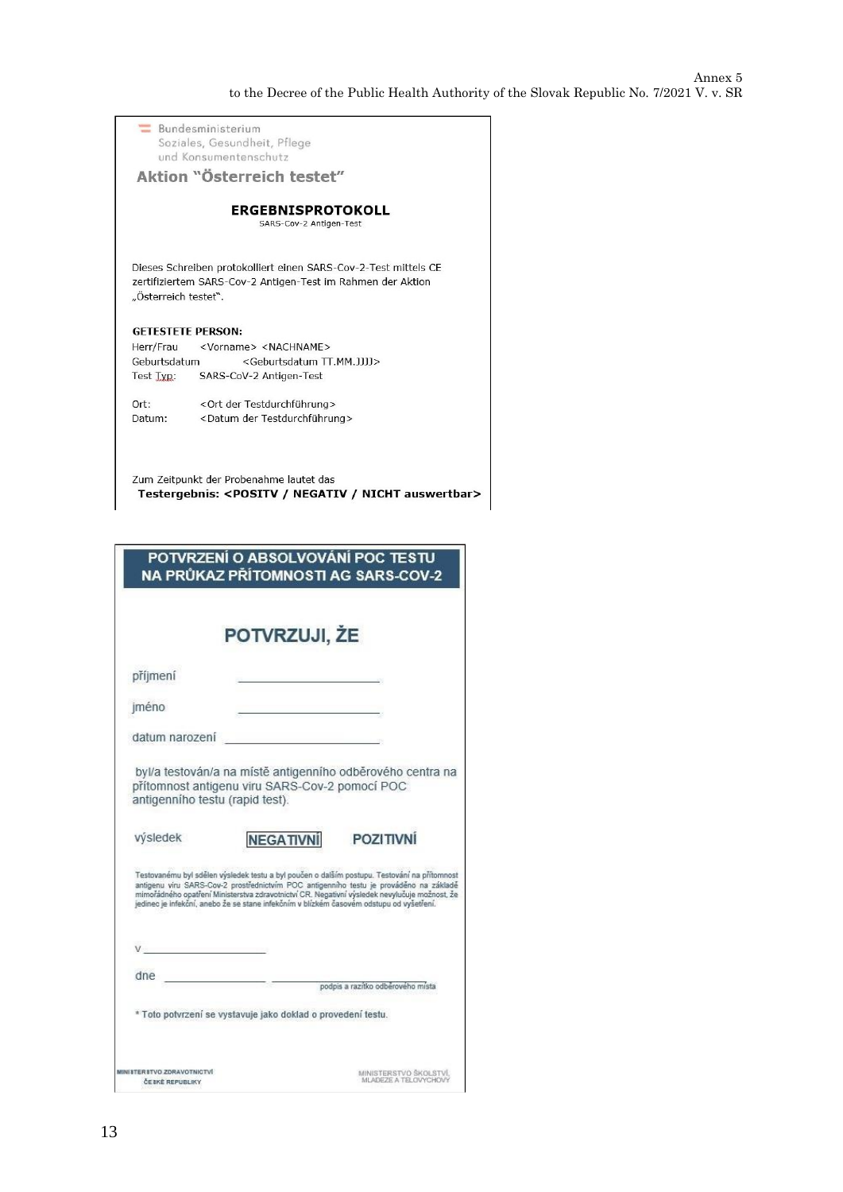Annex 5
to the Decree of the Public Health Authority of the Slovak Republic No. 7/2021 V. v. SR

Bundesministerium
Soziales, Gesundheit, Pflege
und Konsumentenschutz

## Aktion "Österreich testet"

### ERGEBNISPROTOKOLL

SARS-Cov-2 Antigen-Test

Dieses Schreiben protokolliert einen SARS-Cov-2-Test mittels CE zertifiziertem SARS-Cov-2 Antigen-Test im Rahmen der Aktion „Österreich testet".

**GETESTETE PERSON:**

Herr/Frau <Vorname> <NACHNAME>
Geburtsdatum <Geburtsdatum TT.MM.JJJJ>
Test Typ: SARS-CoV-2 Antigen-Test

Ort: <Ort der Testdurchführung>
Datum: <Datum der Testdurchführung>

Zum Zeitpunkt der Probenahme lautet das
**Testergebnis: <POSITV / NEGATIV / NICHT auswertbar>**

## POTVRZENÍ O ABSOLVOVÁNÍ POC TESTU NA PRŮKAZ PŘÍTOMNOSTI AG SARS-COV-2

### POTVRZUJI, ŽE

příjmení ____________________

jméno ____________________

datum narození ____________________

byl/a testován/a na místě antigenního odběrového centra na přítomnost antigenu viru SARS-Cov-2 pomocí POC antigenního testu (rapid test).

výsledek NEGATIVNÍ POZITIVNÍ

Testovanému byl sdělen výsledek testu a byl poučen o dalším postupu. Testování na přítomnost antigenu viru SARS-Cov-2 prostřednictvím POC antigenního testu je prováděno na základě mimořádného opatření Ministerstva zdravotnictví ČR. Negativní výsledek nevylučuje možnost, že jedinec je infekční, anebo že se stane infekčním v blízkém časovém odstupu od vyšetření.

v ____________________

dne ____________________ ____________________
podpis a razítko odběrového místa

\* Toto potvrzení se vystavuje jako doklad o provedení testu.

MINISTERSTVO ZDRAVOTNICTVÍ ČESKÉ REPUBLIKY

MINISTERSTVO ŠKOLSTVÍ, MLÁDEŽE A TĚLOVÝCHOVY